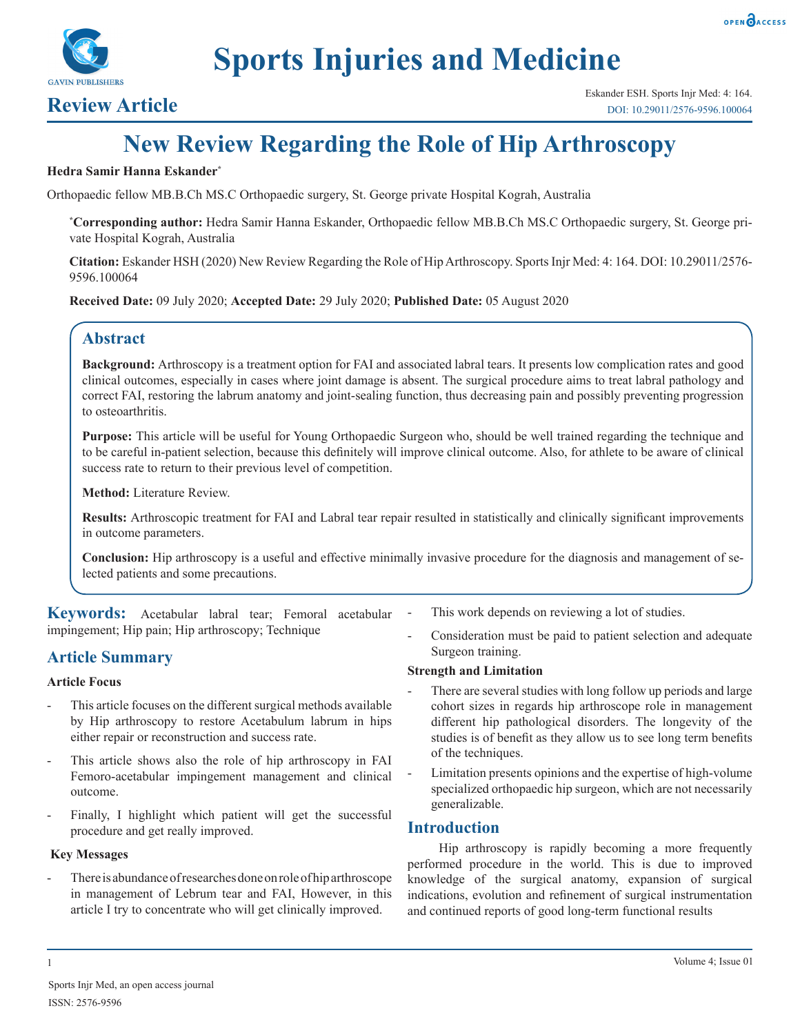# New Review Regarding the Role of Hip Arthroscopy

**Review Article**

**Hedra Samir Hanna Eskander***

Orthopaedic fellow MB.B.Ch MS.C Orthopaedic surgery, St. George private Hospital Kograh, Australia

***Corresponding author:** Hedra Samir Hanna Eskander, Orthopaedic fellow MB.B.Ch MS.C Orthopaedic surgery, St. George private Hospital Kograh, Australia

**Citation:** Eskander HSH (2020) New Review Regarding the Role of Hip Arthroscopy. Sports Injr Med: 4: 164. DOI: 10.29011/2576-9596.100064

**Received Date:** 09 July 2020; **Accepted Date:** 29 July 2020; **Published Date:** 05 August 2020

## Abstract

**Background:** Arthroscopy is a treatment option for FAI and associated labral tears. It presents low complication rates and good clinical outcomes, especially in cases where joint damage is absent. The surgical procedure aims to treat labral pathology and correct FAI, restoring the labrum anatomy and joint-sealing function, thus decreasing pain and possibly preventing progression to osteoarthritis.

**Purpose:** This article will be useful for Young Orthopaedic Surgeon who, should be well trained regarding the technique and to be careful in-patient selection, because this definitely will improve clinical outcome. Also, for athlete to be aware of clinical success rate to return to their previous level of competition.

**Method:** Literature Review.

**Results:** Arthroscopic treatment for FAI and Labral tear repair resulted in statistically and clinically significant improvements in outcome parameters.

**Conclusion:** Hip arthroscopy is a useful and effective minimally invasive procedure for the diagnosis and management of selected patients and some precautions.

**Keywords:** Acetabular labral tear; Femoral acetabular impingement; Hip pain; Hip arthroscopy; Technique

## Article Summary

### Article Focus

- This article focuses on the different surgical methods available by Hip arthroscopy to restore Acetabulum labrum in hips either repair or reconstruction and success rate.
- This article shows also the role of hip arthroscopy in FAI Femoro-acetabular impingement management and clinical outcome.
- Finally, I highlight which patient will get the successful procedure and get really improved.

### Key Messages

- There is abundance of researches done on role of hip arthroscope in management of Lebrum tear and FAI, However, in this article I try to concentrate who will get clinically improved.
- This work depends on reviewing a lot of studies.
- Consideration must be paid to patient selection and adequate Surgeon training.

### Strength and Limitation

- There are several studies with long follow up periods and large cohort sizes in regards hip arthroscope role in management different hip pathological disorders. The longevity of the studies is of benefit as they allow us to see long term benefits of the techniques.
- Limitation presents opinions and the expertise of high-volume specialized orthopaedic hip surgeon, which are not necessarily generalizable.

## Introduction

Hip arthroscopy is rapidly becoming a more frequently performed procedure in the world. This is due to improved knowledge of the surgical anatomy, expansion of surgical indications, evolution and refinement of surgical instrumentation and continued reports of good long-term functional results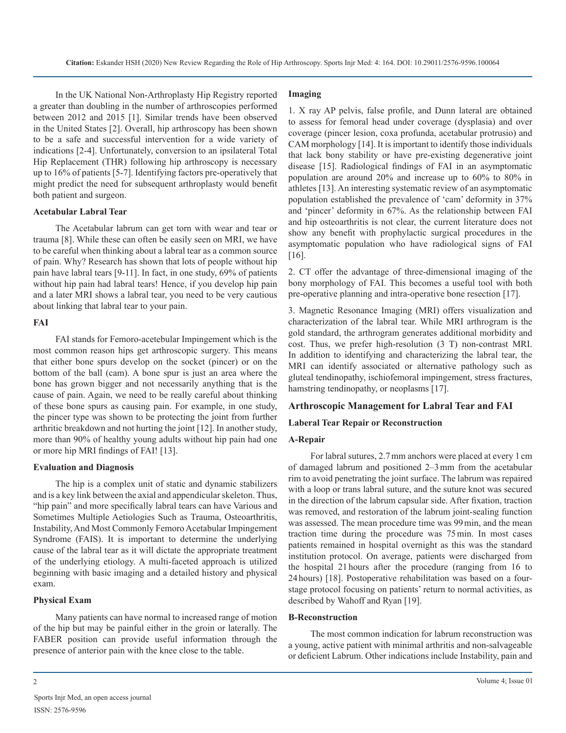In the UK National Non-Arthroplasty Hip Registry reported a greater than doubling in the number of arthroscopies performed between 2012 and 2015 [1]. Similar trends have been observed in the United States [2]. Overall, hip arthroscopy has been shown to be a safe and successful intervention for a wide variety of indications [2-4]. Unfortunately, conversion to an ipsilateral Total Hip Replacement (THR) following hip arthroscopy is necessary up to 16% of patients [5-7]. Identifying factors pre-operatively that might predict the need for subsequent arthroplasty would benefit both patient and surgeon.

### Acetabular Labral Tear

The Acetabular labrum can get torn with wear and tear or trauma [8]. While these can often be easily seen on MRI, we have to be careful when thinking about a labral tear as a common source of pain. Why? Research has shown that lots of people without hip pain have labral tears [9-11]. In fact, in one study, 69% of patients without hip pain had labral tears! Hence, if you develop hip pain and a later MRI shows a labral tear, you need to be very cautious about linking that labral tear to your pain.

### FAI

FAI stands for Femoro-acetebular Impingement which is the most common reason hips get arthroscopic surgery. This means that either bone spurs develop on the socket (pincer) or on the bottom of the ball (cam). A bone spur is just an area where the bone has grown bigger and not necessarily anything that is the cause of pain. Again, we need to be really careful about thinking of these bone spurs as causing pain. For example, in one study, the pincer type was shown to be protecting the joint from further arthritic breakdown and not hurting the joint [12]. In another study, more than 90% of healthy young adults without hip pain had one or more hip MRI findings of FAI! [13].

### Evaluation and Diagnosis

The hip is a complex unit of static and dynamic stabilizers and is a key link between the axial and appendicular skeleton. Thus, "hip pain" and more specifically labral tears can have Various and Sometimes Multiple Aetiologies Such as Trauma, Osteoarthritis, Instability, And Most Commonly Femoro Acetabular Impingement Syndrome (FAIS). It is important to determine the underlying cause of the labral tear as it will dictate the appropriate treatment of the underlying etiology. A multi-faceted approach is utilized beginning with basic imaging and a detailed history and physical exam.

### Physical Exam

Many patients can have normal to increased range of motion of the hip but may be painful either in the groin or laterally. The FABER position can provide useful information through the presence of anterior pain with the knee close to the table.

### Imaging

1. X ray AP pelvis, false profile, and Dunn lateral are obtained to assess for femoral head under coverage (dysplasia) and over coverage (pincer lesion, coxa profunda, acetabular protrusio) and CAM morphology [14]. It is important to identify those individuals that lack bony stability or have pre-existing degenerative joint disease [15]. Radiological findings of FAI in an asymptomatic population are around 20% and increase up to 60% to 80% in athletes [13]. An interesting systematic review of an asymptomatic population established the prevalence of 'cam' deformity in 37% and 'pincer' deformity in 67%. As the relationship between FAI and hip osteoarthritis is not clear, the current literature does not show any benefit with prophylactic surgical procedures in the asymptomatic population who have radiological signs of FAI [16].

2. CT offer the advantage of three-dimensional imaging of the bony morphology of FAI. This becomes a useful tool with both pre-operative planning and intra-operative bone resection [17].

3. Magnetic Resonance Imaging (MRI) offers visualization and characterization of the labral tear. While MRI arthrogram is the gold standard, the arthrogram generates additional morbidity and cost. Thus, we prefer high-resolution (3 T) non-contrast MRI. In addition to identifying and characterizing the labral tear, the MRI can identify associated or alternative pathology such as gluteal tendinopathy, ischiofemoral impingement, stress fractures, hamstring tendinopathy, or neoplasms [17].

## Arthroscopic Management for Labral Tear and FAI

### Laberal Tear Repair or Reconstruction

#### A-Repair

For labral sutures, 2.7 mm anchors were placed at every 1 cm of damaged labrum and positioned 2–3 mm from the acetabular rim to avoid penetrating the joint surface. The labrum was repaired with a loop or trans labral suture, and the suture knot was secured in the direction of the labrum capsular side. After fixation, traction was removed, and restoration of the labrum joint-sealing function was assessed. The mean procedure time was 99 min, and the mean traction time during the procedure was 75 min. In most cases patients remained in hospital overnight as this was the standard institution protocol. On average, patients were discharged from the hospital 21 hours after the procedure (ranging from 16 to 24 hours) [18]. Postoperative rehabilitation was based on a four-stage protocol focusing on patients' return to normal activities, as described by Wahoff and Ryan [19].

#### B-Reconstruction

The most common indication for labrum reconstruction was a young, active patient with minimal arthritis and non-salvageable or deficient Labrum. Other indications include Instability, pain and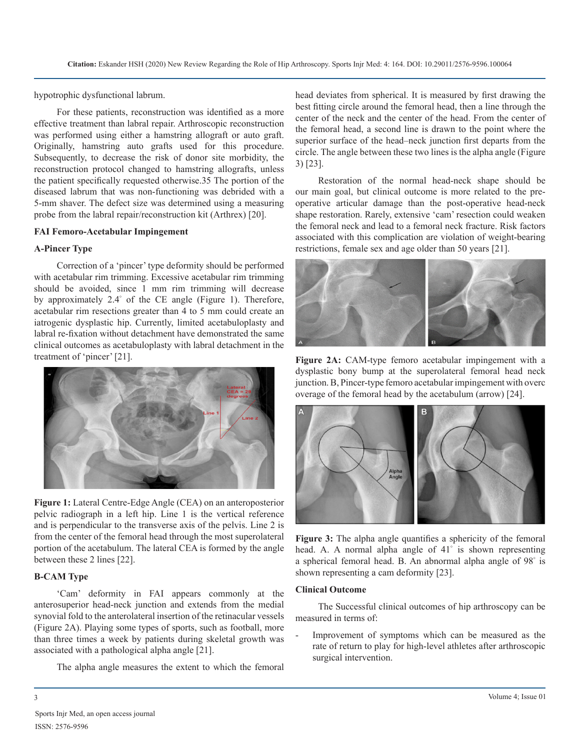hypotrophic dysfunctional labrum.

For these patients, reconstruction was identified as a more effective treatment than labral repair. Arthroscopic reconstruction was performed using either a hamstring allograft or auto graft. Originally, hamstring auto grafts used for this procedure. Subsequently, to decrease the risk of donor site morbidity, the reconstruction protocol changed to hamstring allografts, unless the patient specifically requested otherwise.35 The portion of the diseased labrum that was non-functioning was debrided with a 5-mm shaver. The defect size was determined using a measuring probe from the labral repair/reconstruction kit (Arthrex) [20].

**FAI Femoro-Acetabular Impingement**

**A-Pincer Type**

Correction of a 'pincer' type deformity should be performed with acetabular rim trimming. Excessive acetabular rim trimming should be avoided, since 1 mm rim trimming will decrease by approximately 2.4° of the CE angle (Figure 1). Therefore, acetabular rim resections greater than 4 to 5 mm could create an iatrogenic dysplastic hip. Currently, limited acetabuloplasty and labral re-fixation without detachment have demonstrated the same clinical outcomes as acetabuloplasty with labral detachment in the treatment of 'pincer' [21].

**Figure 1:** Lateral Centre-Edge Angle (CEA) on an anteroposterior pelvic radiograph in a left hip. Line 1 is the vertical reference and is perpendicular to the transverse axis of the pelvis. Line 2 is from the center of the femoral head through the most superolateral portion of the acetabulum. The lateral CEA is formed by the angle between these 2 lines [22].

**B-CAM Type**

'Cam' deformity in FAI appears commonly at the anterosuperior head-neck junction and extends from the medial synovial fold to the anterolateral insertion of the retinacular vessels (Figure 2A). Playing some types of sports, such as football, more than three times a week by patients during skeletal growth was associated with a pathological alpha angle [21].

The alpha angle measures the extent to which the femoral head deviates from spherical. It is measured by first drawing the best fitting circle around the femoral head, then a line through the center of the neck and the center of the head. From the center of the femoral head, a second line is drawn to the point where the superior surface of the head–neck junction first departs from the circle. The angle between these two lines is the alpha angle (Figure 3) [23].

Restoration of the normal head-neck shape should be our main goal, but clinical outcome is more related to the pre-operative articular damage than the post-operative head-neck shape restoration. Rarely, extensive 'cam' resection could weaken the femoral neck and lead to a femoral neck fracture. Risk factors associated with this complication are violation of weight-bearing restrictions, female sex and age older than 50 years [21].

**Figure 2A:** CAM-type femoro acetabular impingement with a dysplastic bony bump at the superolateral femoral head neck junction. B, Pincer-type femoro acetabular impingement with overc overage of the femoral head by the acetabulum (arrow) [24].

**Figure 3:** The alpha angle quantifies a sphericity of the femoral head. A. A normal alpha angle of 41° is shown representing a spherical femoral head. B. An abnormal alpha angle of 98° is shown representing a cam deformity [23].

**Clinical Outcome**

The Successful clinical outcomes of hip arthroscopy can be measured in terms of:

- Improvement of symptoms which can be measured as the rate of return to play for high-level athletes after arthroscopic surgical intervention.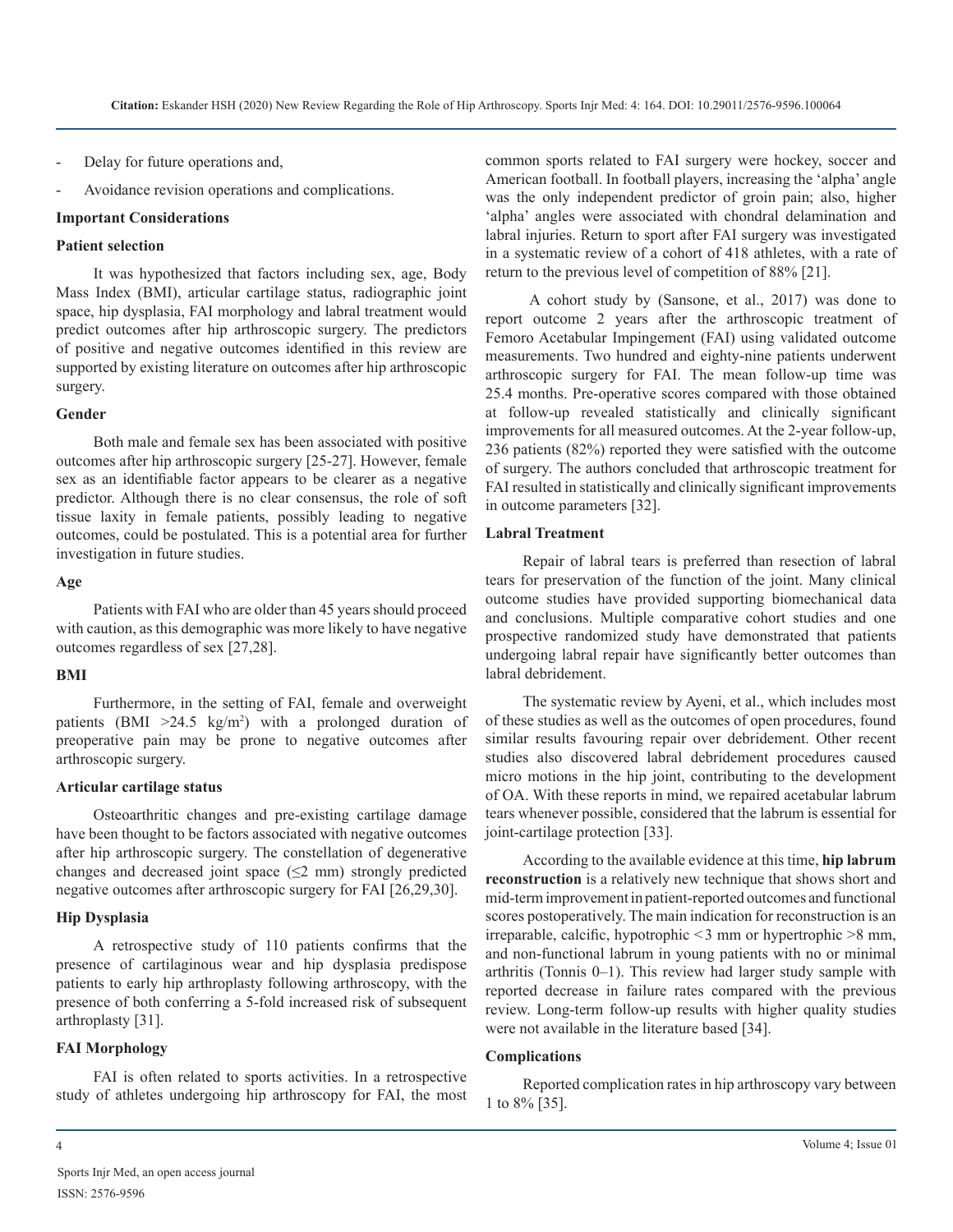- Delay for future operations and,
- Avoidance revision operations and complications.

**Important Considerations**

**Patient selection**

It was hypothesized that factors including sex, age, Body Mass Index (BMI), articular cartilage status, radiographic joint space, hip dysplasia, FAI morphology and labral treatment would predict outcomes after hip arthroscopic surgery. The predictors of positive and negative outcomes identified in this review are supported by existing literature on outcomes after hip arthroscopic surgery.

**Gender**

Both male and female sex has been associated with positive outcomes after hip arthroscopic surgery [25-27]. However, female sex as an identifiable factor appears to be clearer as a negative predictor. Although there is no clear consensus, the role of soft tissue laxity in female patients, possibly leading to negative outcomes, could be postulated. This is a potential area for further investigation in future studies.

**Age**

Patients with FAI who are older than 45 years should proceed with caution, as this demographic was more likely to have negative outcomes regardless of sex [27,28].

**BMI**

Furthermore, in the setting of FAI, female and overweight patients (BMI >24.5 kg/m$^2$) with a prolonged duration of preoperative pain may be prone to negative outcomes after arthroscopic surgery.

**Articular cartilage status**

Osteoarthritic changes and pre-existing cartilage damage have been thought to be factors associated with negative outcomes after hip arthroscopic surgery. The constellation of degenerative changes and decreased joint space (≤2 mm) strongly predicted negative outcomes after arthroscopic surgery for FAI [26,29,30].

**Hip Dysplasia**

A retrospective study of 110 patients confirms that the presence of cartilaginous wear and hip dysplasia predispose patients to early hip arthroplasty following arthroscopy, with the presence of both conferring a 5-fold increased risk of subsequent arthroplasty [31].

**FAI Morphology**

FAI is often related to sports activities. In a retrospective study of athletes undergoing hip arthroscopy for FAI, the most common sports related to FAI surgery were hockey, soccer and American football. In football players, increasing the 'alpha' angle was the only independent predictor of groin pain; also, higher 'alpha' angles were associated with chondral delamination and labral injuries. Return to sport after FAI surgery was investigated in a systematic review of a cohort of 418 athletes, with a rate of return to the previous level of competition of 88% [21].

A cohort study by (Sansone, et al., 2017) was done to report outcome 2 years after the arthroscopic treatment of Femoro Acetabular Impingement (FAI) using validated outcome measurements. Two hundred and eighty-nine patients underwent arthroscopic surgery for FAI. The mean follow-up time was 25.4 months. Pre-operative scores compared with those obtained at follow-up revealed statistically and clinically significant improvements for all measured outcomes. At the 2-year follow-up, 236 patients (82%) reported they were satisfied with the outcome of surgery. The authors concluded that arthroscopic treatment for FAI resulted in statistically and clinically significant improvements in outcome parameters [32].

**Labral Treatment**

Repair of labral tears is preferred than resection of labral tears for preservation of the function of the joint. Many clinical outcome studies have provided supporting biomechanical data and conclusions. Multiple comparative cohort studies and one prospective randomized study have demonstrated that patients undergoing labral repair have significantly better outcomes than labral debridement.

The systematic review by Ayeni, et al., which includes most of these studies as well as the outcomes of open procedures, found similar results favouring repair over debridement. Other recent studies also discovered labral debridement procedures caused micro motions in the hip joint, contributing to the development of OA. With these reports in mind, we repaired acetabular labrum tears whenever possible, considered that the labrum is essential for joint-cartilage protection [33].

According to the available evidence at this time, **hip labrum reconstruction** is a relatively new technique that shows short and mid-term improvement in patient-reported outcomes and functional scores postoperatively. The main indication for reconstruction is an irreparable, calcific, hypotrophic <3 mm or hypertrophic >8 mm, and non-functional labrum in young patients with no or minimal arthritis (Tonnis 0–1). This review had larger study sample with reported decrease in failure rates compared with the previous review. Long-term follow-up results with higher quality studies were not available in the literature based [34].

**Complications**

Reported complication rates in hip arthroscopy vary between 1 to 8% [35].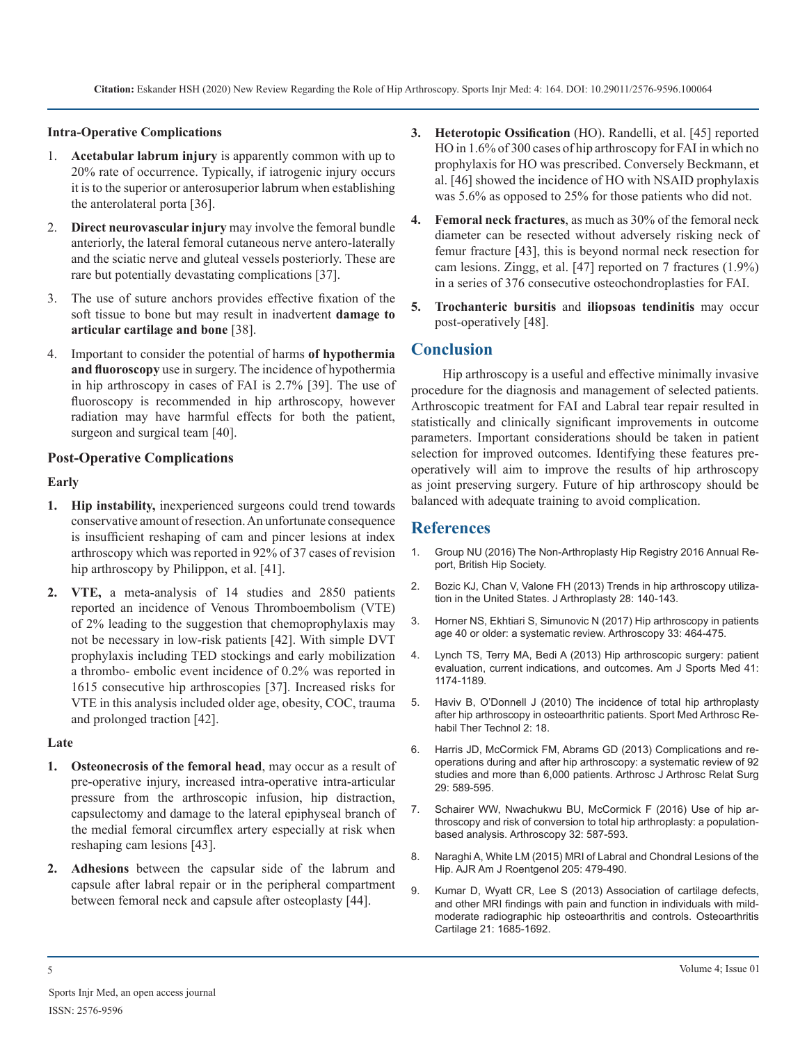**Intra-Operative Complications**

1. **Acetabular labrum injury** is apparently common with up to 20% rate of occurrence. Typically, if iatrogenic injury occurs it is to the superior or anterosuperior labrum when establishing the anterolateral porta [36].

2. **Direct neurovascular injury** may involve the femoral bundle anteriorly, the lateral femoral cutaneous nerve antero-laterally and the sciatic nerve and gluteal vessels posteriorly. These are rare but potentially devastating complications [37].

3. The use of suture anchors provides effective fixation of the soft tissue to bone but may result in inadvertent **damage to articular cartilage and bone** [38].

4. Important to consider the potential of harms **of hypothermia and fluoroscopy** use in surgery. The incidence of hypothermia in hip arthroscopy in cases of FAI is 2.7% [39]. The use of fluoroscopy is recommended in hip arthroscopy, however radiation may have harmful effects for both the patient, surgeon and surgical team [40].

**Post-Operative Complications**

**Early**

1. **Hip instability,** inexperienced surgeons could trend towards conservative amount of resection. An unfortunate consequence is insufficient reshaping of cam and pincer lesions at index arthroscopy which was reported in 92% of 37 cases of revision hip arthroscopy by Philippon, et al. [41].

2. **VTE,** a meta-analysis of 14 studies and 2850 patients reported an incidence of Venous Thromboembolism (VTE) of 2% leading to the suggestion that chemoprophylaxis may not be necessary in low-risk patients [42]. With simple DVT prophylaxis including TED stockings and early mobilization a thrombo- embolic event incidence of 0.2% was reported in 1615 consecutive hip arthroscopies [37]. Increased risks for VTE in this analysis included older age, obesity, COC, trauma and prolonged traction [42].

**Late**

1. **Osteonecrosis of the femoral head**, may occur as a result of pre-operative injury, increased intra-operative intra-articular pressure from the arthroscopic infusion, hip distraction, capsulectomy and damage to the lateral epiphyseal branch of the medial femoral circumflex artery especially at risk when reshaping cam lesions [43].

2. **Adhesions** between the capsular side of the labrum and capsule after labral repair or in the peripheral compartment between femoral neck and capsule after osteoplasty [44].

3. **Heterotopic Ossification** (HO). Randelli, et al. [45] reported HO in 1.6% of 300 cases of hip arthroscopy for FAI in which no prophylaxis for HO was prescribed. Conversely Beckmann, et al. [46] showed the incidence of HO with NSAID prophylaxis was 5.6% as opposed to 25% for those patients who did not.

4. **Femoral neck fractures**, as much as 30% of the femoral neck diameter can be resected without adversely risking neck of femur fracture [43], this is beyond normal neck resection for cam lesions. Zingg, et al. [47] reported on 7 fractures (1.9%) in a series of 376 consecutive osteochondroplasties for FAI.

5. **Trochanteric bursitis** and **iliopsoas tendinitis** may occur post-operatively [48].

## Conclusion

Hip arthroscopy is a useful and effective minimally invasive procedure for the diagnosis and management of selected patients. Arthroscopic treatment for FAI and Labral tear repair resulted in statistically and clinically significant improvements in outcome parameters. Important considerations should be taken in patient selection for improved outcomes. Identifying these features pre-operatively will aim to improve the results of hip arthroscopy as joint preserving surgery. Future of hip arthroscopy should be balanced with adequate training to avoid complication.

## References

1. Group NU (2016) The Non-Arthroplasty Hip Registry 2016 Annual Report, British Hip Society.
2. Bozic KJ, Chan V, Valone FH (2013) Trends in hip arthroscopy utilization in the United States. J Arthroplasty 28: 140-143.
3. Horner NS, Ekhtiari S, Simunovic N (2017) Hip arthroscopy in patients age 40 or older: a systematic review. Arthroscopy 33: 464-475.
4. Lynch TS, Terry MA, Bedi A (2013) Hip arthroscopic surgery: patient evaluation, current indications, and outcomes. Am J Sports Med 41: 1174-1189.
5. Haviv B, O'Donnell J (2010) The incidence of total hip arthroplasty after hip arthroscopy in osteoarthritic patients. Sport Med Arthrosc Rehabil Ther Technol 2: 18.
6. Harris JD, McCormick FM, Abrams GD (2013) Complications and reoperations during and after hip arthroscopy: a systematic review of 92 studies and more than 6,000 patients. Arthrosc J Arthrosc Relat Surg 29: 589-595.
7. Schairer WW, Nwachukwu BU, McCormick F (2016) Use of hip arthroscopy and risk of conversion to total hip arthroplasty: a population-based analysis. Arthroscopy 32: 587-593.
8. Naraghi A, White LM (2015) MRI of Labral and Chondral Lesions of the Hip. AJR Am J Roentgenol 205: 479-490.
9. Kumar D, Wyatt CR, Lee S (2013) Association of cartilage defects, and other MRI findings with pain and function in individuals with mild-moderate radiographic hip osteoarthritis and controls. Osteoarthritis Cartilage 21: 1685-1692.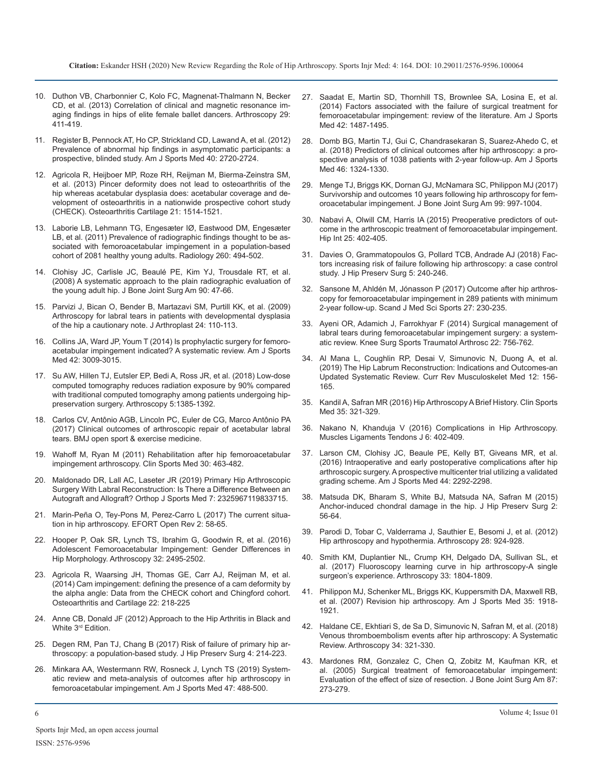10. Duthon VB, Charbonnier C, Kolo FC, Magnenat-Thalmann N, Becker CD, et al. (2013) Correlation of clinical and magnetic resonance imaging findings in hips of elite female ballet dancers. Arthroscopy 29: 411-419.

11. Register B, Pennock AT, Ho CP, Strickland CD, Lawand A, et al. (2012) Prevalence of abnormal hip findings in asymptomatic participants: a prospective, blinded study. Am J Sports Med 40: 2720-2724.

12. Agricola R, Heijboer MP, Roze RH, Reijman M, Bierma-Zeinstra SM, et al. (2013) Pincer deformity does not lead to osteoarthritis of the hip whereas acetabular dysplasia does: acetabular coverage and development of osteoarthritis in a nationwide prospective cohort study (CHECK). Osteoarthritis Cartilage 21: 1514-1521.

13. Laborie LB, Lehmann TG, Engesæter IØ, Eastwood DM, Engesæter LB, et al. (2011) Prevalence of radiographic findings thought to be associated with femoroacetabular impingement in a population-based cohort of 2081 healthy young adults. Radiology 260: 494-502.

14. Clohisy JC, Carlisle JC, Beaulé PE, Kim YJ, Trousdale RT, et al. (2008) A systematic approach to the plain radiographic evaluation of the young adult hip. J Bone Joint Surg Am 90: 47-66.

15. Parvizi J, Bican O, Bender B, Martazavi SM, Purtill KK, et al. (2009) Arthroscopy for labral tears in patients with developmental dysplasia of the hip a cautionary note. J Arthroplast 24: 110-113.

16. Collins JA, Ward JP, Youm T (2014) Is prophylactic surgery for femoroacetabular impingement indicated? A systematic review. Am J Sports Med 42: 3009-3015.

17. Su AW, Hillen TJ, Eutsler EP, Bedi A, Ross JR, et al. (2018) Low-dose computed tomography reduces radiation exposure by 90% compared with traditional computed tomography among patients undergoing hip-preservation surgery. Arthroscopy 5:1385-1392.

18. Carlos CV, Antônio AGB, Lincoln PC, Euler de CG, Marco Antônio PA (2017) Clinical outcomes of arthroscopic repair of acetabular labral tears. BMJ open sport & exercise medicine.

19. Wahoff M, Ryan M (2011) Rehabilitation after hip femoroacetabular impingement arthroscopy. Clin Sports Med 30: 463-482.

20. Maldonado DR, Lall AC, Laseter JR (2019) Primary Hip Arthroscopic Surgery With Labral Reconstruction: Is There a Difference Between an Autograft and Allograft? Orthop J Sports Med 7: 2325967119833715.

21. Marin-Peña O, Tey-Pons M, Perez-Carro L (2017) The current situation in hip arthroscopy. EFORT Open Rev 2: 58-65.

22. Hooper P, Oak SR, Lynch TS, Ibrahim G, Goodwin R, et al. (2016) Adolescent Femoroacetabular Impingement: Gender Differences in Hip Morphology. Arthroscopy 32: 2495-2502.

23. Agricola R, Waarsing JH, Thomas GE, Carr AJ, Reijman M, et al. (2014) Cam impingement: defining the presence of a cam deformity by the alpha angle: Data from the CHECK cohort and Chingford cohort. Osteoarthritis and Cartilage 22: 218-225

24. Anne CB, Donald JF (2012) Approach to the Hip Arthritis in Black and White 3rd Edition.

25. Degen RM, Pan TJ, Chang B (2017) Risk of failure of primary hip arthroscopy: a population-based study. J Hip Preserv Surg 4: 214-223.

26. Minkara AA, Westermann RW, Rosneck J, Lynch TS (2019) Systematic review and meta-analysis of outcomes after hip arthroscopy in femoroacetabular impingement. Am J Sports Med 47: 488-500.

27. Saadat E, Martin SD, Thornhill TS, Brownlee SA, Losina E, et al. (2014) Factors associated with the failure of surgical treatment for femoroacetabular impingement: review of the literature. Am J Sports Med 42: 1487-1495.

28. Domb BG, Martin TJ, Gui C, Chandrasekaran S, Suarez-Ahedo C, et al. (2018) Predictors of clinical outcomes after hip arthroscopy: a prospective analysis of 1038 patients with 2-year follow-up. Am J Sports Med 46: 1324-1330.

29. Menge TJ, Briggs KK, Dornan GJ, McNamara SC, Philippon MJ (2017) Survivorship and outcomes 10 years following hip arthroscopy for femoroacetabular impingement. J Bone Joint Surg Am 99: 997-1004.

30. Nabavi A, Olwill CM, Harris IA (2015) Preoperative predictors of outcome in the arthroscopic treatment of femoroacetabular impingement. Hip Int 25: 402-405.

31. Davies O, Grammatopoulos G, Pollard TCB, Andrade AJ (2018) Factors increasing risk of failure following hip arthroscopy: a case control study. J Hip Preserv Surg 5: 240-246.

32. Sansone M, Ahldén M, Jónasson P (2017) Outcome after hip arthroscopy for femoroacetabular impingement in 289 patients with minimum 2-year follow-up. Scand J Med Sci Sports 27: 230-235.

33. Ayeni OR, Adamich J, Farrokhyar F (2014) Surgical management of labral tears during femoroacetabular impingement surgery: a systematic review. Knee Surg Sports Traumatol Arthrosc 22: 756-762.

34. Al Mana L, Coughlin RP, Desai V, Simunovic N, Duong A, et al. (2019) The Hip Labrum Reconstruction: Indications and Outcomes-an Updated Systematic Review. Curr Rev Musculoskelet Med 12: 156-165.

35. Kandil A, Safran MR (2016) Hip Arthroscopy A Brief History. Clin Sports Med 35: 321-329.

36. Nakano N, Khanduja V (2016) Complications in Hip Arthroscopy. Muscles Ligaments Tendons J 6: 402-409.

37. Larson CM, Clohisy JC, Beaule PE, Kelly BT, Giveans MR, et al. (2016) Intraoperative and early postoperative complications after hip arthroscopic surgery. A prospective multicenter trial utilizing a validated grading scheme. Am J Sports Med 44: 2292-2298.

38. Matsuda DK, Bharam S, White BJ, Matsuda NA, Safran M (2015) Anchor-induced chondral damage in the hip. J Hip Preserv Surg 2: 56-64.

39. Parodi D, Tobar C, Valderrama J, Sauthier E, Besomi J, et al. (2012) Hip arthroscopy and hypothermia. Arthroscopy 28: 924-928.

40. Smith KM, Duplantier NL, Crump KH, Delgado DA, Sullivan SL, et al. (2017) Fluoroscopy learning curve in hip arthroscopy-A single surgeon's experience. Arthroscopy 33: 1804-1809.

41. Philippon MJ, Schenker ML, Briggs KK, Kuppersmith DA, Maxwell RB, et al. (2007) Revision hip arthroscopy. Am J Sports Med 35: 1918-1921.

42. Haldane CE, Ekhtiari S, de Sa D, Simunovic N, Safran M, et al. (2018) Venous thromboembolism events after hip arthroscopy: A Systematic Review. Arthroscopy 34: 321-330.

43. Mardones RM, Gonzalez C, Chen Q, Zobitz M, Kaufman KR, et al. (2005) Surgical treatment of femoroacetabular impingement: Evaluation of the effect of size of resection. J Bone Joint Surg Am 87: 273-279.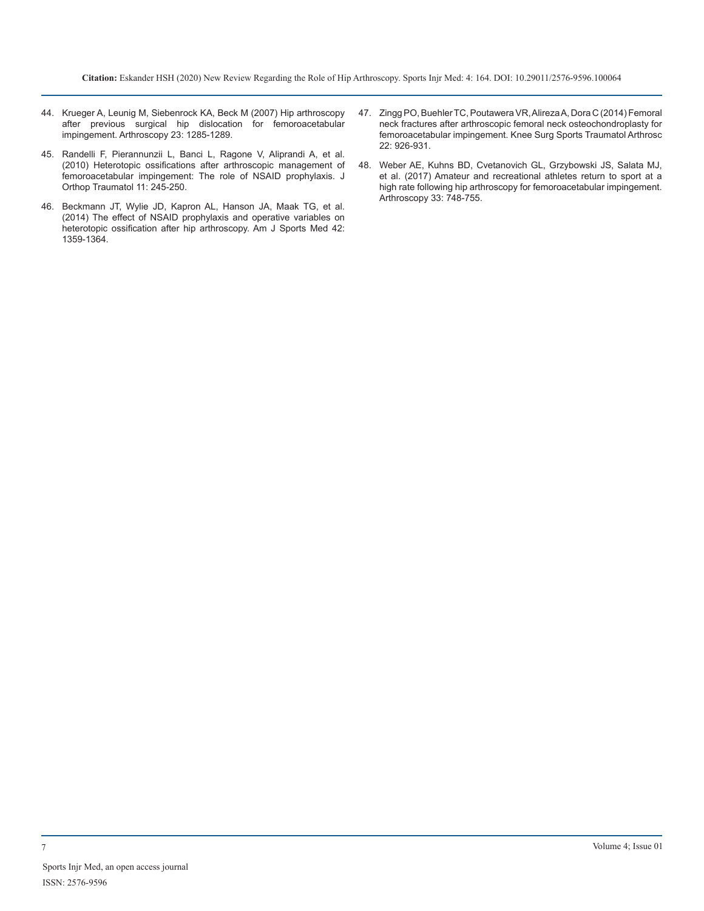44. Krueger A, Leunig M, Siebenrock KA, Beck M (2007) Hip arthroscopy after previous surgical hip dislocation for femoroacetabular impingement. Arthroscopy 23: 1285-1289.

45. Randelli F, Pierannunzii L, Banci L, Ragone V, Aliprandi A, et al. (2010) Heterotopic ossifications after arthroscopic management of femoroacetabular impingement: The role of NSAID prophylaxis. J Orthop Traumatol 11: 245-250.

46. Beckmann JT, Wylie JD, Kapron AL, Hanson JA, Maak TG, et al. (2014) The effect of NSAID prophylaxis and operative variables on heterotopic ossification after hip arthroscopy. Am J Sports Med 42: 1359-1364.

47. Zingg PO, Buehler TC, Poutawera VR, Alireza A, Dora C (2014) Femoral neck fractures after arthroscopic femoral neck osteochondroplasty for femoroacetabular impingement. Knee Surg Sports Traumatol Arthrosc 22: 926-931.

48. Weber AE, Kuhns BD, Cvetanovich GL, Grzybowski JS, Salata MJ, et al. (2017) Amateur and recreational athletes return to sport at a high rate following hip arthroscopy for femoroacetabular impingement. Arthroscopy 33: 748-755.